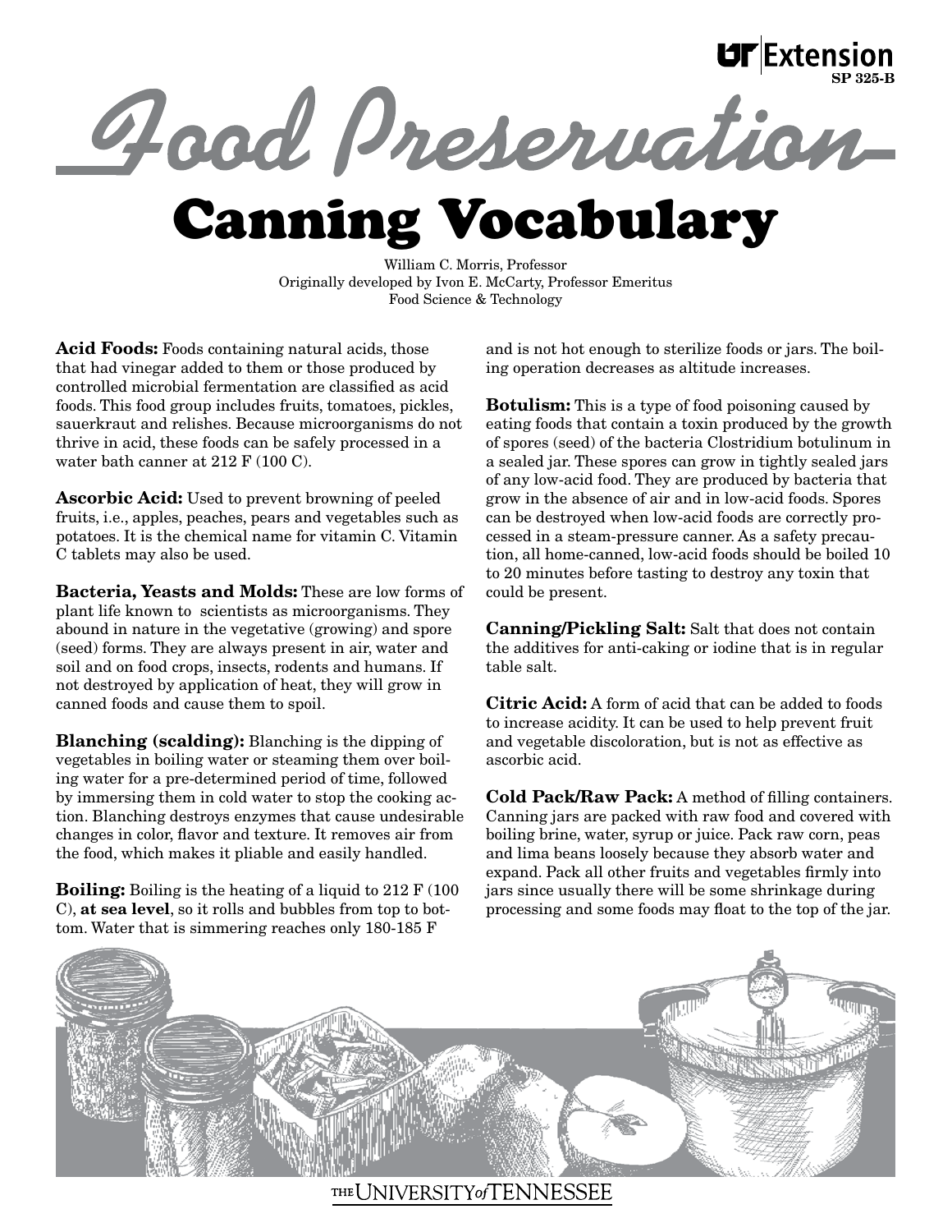UT Extension
SP 325-B

# Food Preservation

## Canning Vocabulary

William C. Morris, Professor
Originally developed by Ivon E. McCarty, Professor Emeritus
Food Science & Technology

**Acid Foods:** Foods containing natural acids, those that had vinegar added to them or those produced by controlled microbial fermentation are classified as acid foods. This food group includes fruits, tomatoes, pickles, sauerkraut and relishes. Because microorganisms do not thrive in acid, these foods can be safely processed in a water bath canner at 212 F (100 C).

**Ascorbic Acid:** Used to prevent browning of peeled fruits, i.e., apples, peaches, pears and vegetables such as potatoes. It is the chemical name for vitamin C. Vitamin C tablets may also be used.

**Bacteria, Yeasts and Molds:** These are low forms of plant life known to scientists as microorganisms. They abound in nature in the vegetative (growing) and spore (seed) forms. They are always present in air, water and soil and on food crops, insects, rodents and humans. If not destroyed by application of heat, they will grow in canned foods and cause them to spoil.

**Blanching (scalding):** Blanching is the dipping of vegetables in boiling water or steaming them over boiling water for a pre-determined period of time, followed by immersing them in cold water to stop the cooking action. Blanching destroys enzymes that cause undesirable changes in color, flavor and texture. It removes air from the food, which makes it pliable and easily handled.

**Boiling:** Boiling is the heating of a liquid to 212 F (100 C), **at sea level**, so it rolls and bubbles from top to bottom. Water that is simmering reaches only 180-185 F and is not hot enough to sterilize foods or jars. The boiling operation decreases as altitude increases.

**Botulism:** This is a type of food poisoning caused by eating foods that contain a toxin produced by the growth of spores (seed) of the bacteria Clostridium botulinum in a sealed jar. These spores can grow in tightly sealed jars of any low-acid food. They are produced by bacteria that grow in the absence of air and in low-acid foods. Spores can be destroyed when low-acid foods are correctly processed in a steam-pressure canner. As a safety precaution, all home-canned, low-acid foods should be boiled 10 to 20 minutes before tasting to destroy any toxin that could be present.

**Canning/Pickling Salt:** Salt that does not contain the additives for anti-caking or iodine that is in regular table salt.

**Citric Acid:** A form of acid that can be added to foods to increase acidity. It can be used to help prevent fruit and vegetable discoloration, but is not as effective as ascorbic acid.

**Cold Pack/Raw Pack:** A method of filling containers. Canning jars are packed with raw food and covered with boiling brine, water, syrup or juice. Pack raw corn, peas and lima beans loosely because they absorb water and expand. Pack all other fruits and vegetables firmly into jars since usually there will be some shrinkage during processing and some foods may float to the top of the jar.

THE UNIVERSITY of TENNESSEE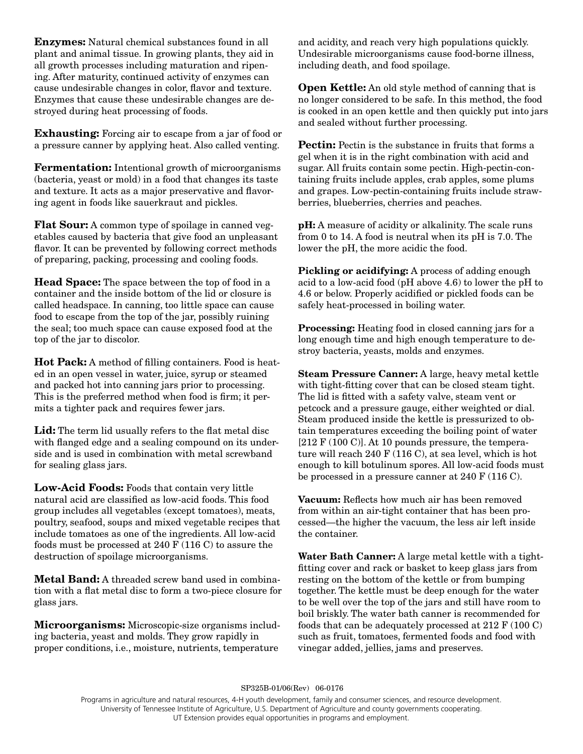**Enzymes:** Natural chemical substances found in all plant and animal tissue. In growing plants, they aid in all growth processes including maturation and ripening. After maturity, continued activity of enzymes can cause undesirable changes in color, flavor and texture. Enzymes that cause these undesirable changes are destroyed during heat processing of foods.

**Exhausting:** Forcing air to escape from a jar of food or a pressure canner by applying heat. Also called venting.

**Fermentation:** Intentional growth of microorganisms (bacteria, yeast or mold) in a food that changes its taste and texture. It acts as a major preservative and flavoring agent in foods like sauerkraut and pickles.

**Flat Sour:** A common type of spoilage in canned vegetables caused by bacteria that give food an unpleasant flavor. It can be prevented by following correct methods of preparing, packing, processing and cooling foods.

**Head Space:** The space between the top of food in a container and the inside bottom of the lid or closure is called headspace. In canning, too little space can cause food to escape from the top of the jar, possibly ruining the seal; too much space can cause exposed food at the top of the jar to discolor.

**Hot Pack:** A method of filling containers. Food is heated in an open vessel in water, juice, syrup or steamed and packed hot into canning jars prior to processing. This is the preferred method when food is firm; it permits a tighter pack and requires fewer jars.

**Lid:** The term lid usually refers to the flat metal disc with flanged edge and a sealing compound on its underside and is used in combination with metal screwband for sealing glass jars.

**Low-Acid Foods:** Foods that contain very little natural acid are classified as low-acid foods. This food group includes all vegetables (except tomatoes), meats, poultry, seafood, soups and mixed vegetable recipes that include tomatoes as one of the ingredients. All low-acid foods must be processed at 240 F (116 C) to assure the destruction of spoilage microorganisms.

**Metal Band:** A threaded screw band used in combination with a flat metal disc to form a two-piece closure for glass jars.

**Microorganisms:** Microscopic-size organisms including bacteria, yeast and molds. They grow rapidly in proper conditions, i.e., moisture, nutrients, temperature and acidity, and reach very high populations quickly. Undesirable microorganisms cause food-borne illness, including death, and food spoilage.

**Open Kettle:** An old style method of canning that is no longer considered to be safe. In this method, the food is cooked in an open kettle and then quickly put into jars and sealed without further processing.

**Pectin:** Pectin is the substance in fruits that forms a gel when it is in the right combination with acid and sugar. All fruits contain some pectin. High-pectin-containing fruits include apples, crab apples, some plums and grapes. Low-pectin-containing fruits include strawberries, blueberries, cherries and peaches.

**pH:** A measure of acidity or alkalinity. The scale runs from 0 to 14. A food is neutral when its pH is 7.0. The lower the pH, the more acidic the food.

**Pickling or acidifying:** A process of adding enough acid to a low-acid food (pH above 4.6) to lower the pH to 4.6 or below. Properly acidified or pickled foods can be safely heat-processed in boiling water.

**Processing:** Heating food in closed canning jars for a long enough time and high enough temperature to destroy bacteria, yeasts, molds and enzymes.

**Steam Pressure Canner:** A large, heavy metal kettle with tight-fitting cover that can be closed steam tight. The lid is fitted with a safety valve, steam vent or petcock and a pressure gauge, either weighted or dial. Steam produced inside the kettle is pressurized to obtain temperatures exceeding the boiling point of water [212 F (100 C)]. At 10 pounds pressure, the temperature will reach 240 F (116 C), at sea level, which is hot enough to kill botulinum spores. All low-acid foods must be processed in a pressure canner at 240 F (116 C).

**Vacuum:** Reflects how much air has been removed from within an air-tight container that has been processed—the higher the vacuum, the less air left inside the container.

**Water Bath Canner:** A large metal kettle with a tight-fitting cover and rack or basket to keep glass jars from resting on the bottom of the kettle or from bumping together. The kettle must be deep enough for the water to be well over the top of the jars and still have room to boil briskly. The water bath canner is recommended for foods that can be adequately processed at 212 F (100 C) such as fruit, tomatoes, fermented foods and food with vinegar added, jellies, jams and preserves.

SP325B-01/06(Rev) 06-0176

Programs in agriculture and natural resources, 4-H youth development, family and consumer sciences, and resource development.
University of Tennessee Institute of Agriculture, U.S. Department of Agriculture and county governments cooperating.
UT Extension provides equal opportunities in programs and employment.